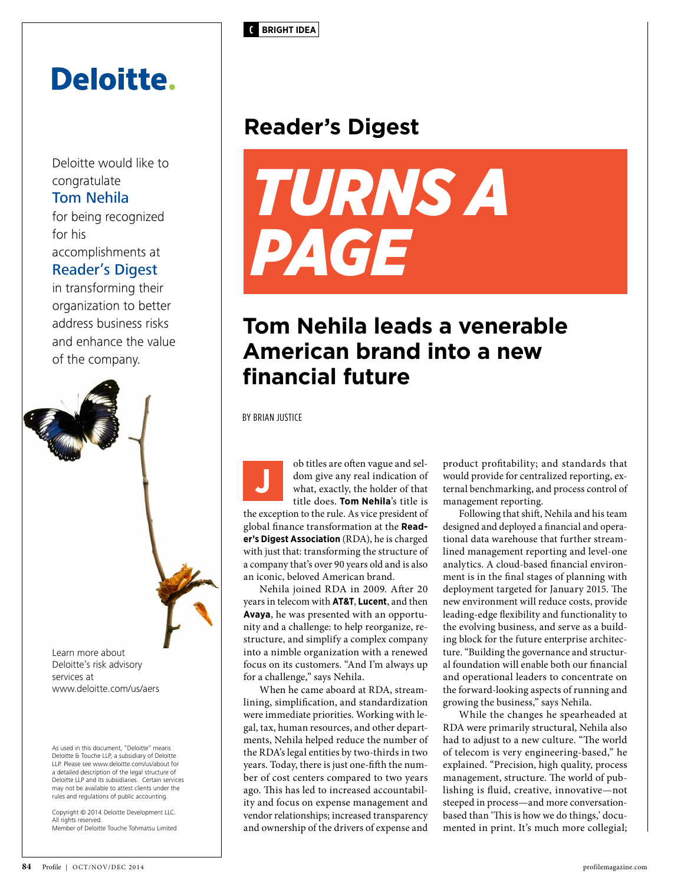BRIGHT IDEA

# Reader's Digest

# TURNS A PAGE

## Tom Nehila leads a venerable American brand into a new financial future

BY BRIAN JUSTICE

Job titles are often vague and seldom give any real indication of what, exactly, the holder of that title does. **Tom Nehila**'s title is the exception to the rule. As vice president of global finance transformation at the **Reader's Digest Association** (RDA), he is charged with just that: transforming the structure of a company that's over 90 years old and is also an iconic, beloved American brand.

Nehila joined RDA in 2009. After 20 years in telecom with **AT&T**, **Lucent**, and then **Avaya**, he was presented with an opportunity and a challenge: to help reorganize, restructure, and simplify a complex company into a nimble organization with a renewed focus on its customers. "And I'm always up for a challenge," says Nehila.

When he came aboard at RDA, streamlining, simplification, and standardization were immediate priorities. Working with legal, tax, human resources, and other departments, Nehila helped reduce the number of the RDA's legal entities by two-thirds in two years. Today, there is just one-fifth the number of cost centers compared to two years ago. This has led to increased accountability and focus on expense management and vendor relationships; increased transparency and ownership of the drivers of expense and product profitability; and standards that would provide for centralized reporting, external benchmarking, and process control of management reporting.

Following that shift, Nehila and his team designed and deployed a financial and operational data warehouse that further streamlined management reporting and level-one analytics. A cloud-based financial environment is in the final stages of planning with deployment targeted for January 2015. The new environment will reduce costs, provide leading-edge flexibility and functionality to the evolving business, and serve as a building block for the future enterprise architecture. "Building the governance and structural foundation will enable both our financial and operational leaders to concentrate on the forward-looking aspects of running and growing the business," says Nehila.

While the changes he spearheaded at RDA were primarily structural, Nehila also had to adjust to a new culture. "The world of telecom is very engineering-based," he explained. "Precision, high quality, process management, structure. The world of publishing is fluid, creative, innovative—not steeped in process—and more conversation-based than 'This is how we do things,' documented in print. It's much more collegial;

---

**Deloitte.**

Deloitte would like to congratulate **Tom Nehila** for being recognized for his accomplishments at **Reader's Digest** in transforming their organization to better address business risks and enhance the value of the company.

Learn more about Deloitte's risk advisory services at www.deloitte.com/us/aers

As used in this document, "Deloitte" means Deloitte & Touche LLP, a subsidiary of Deloitte LLP. Please see www.deloitte.com/us/about for a detailed description of the legal structure of Deloitte LLP and its subsidiaries. Certain services may not be available to attest clients under the rules and regulations of public accounting.

Copyright © 2014 Deloitte Development LLC. All rights reserved.
Member of Deloitte Touche Tohmatsu Limited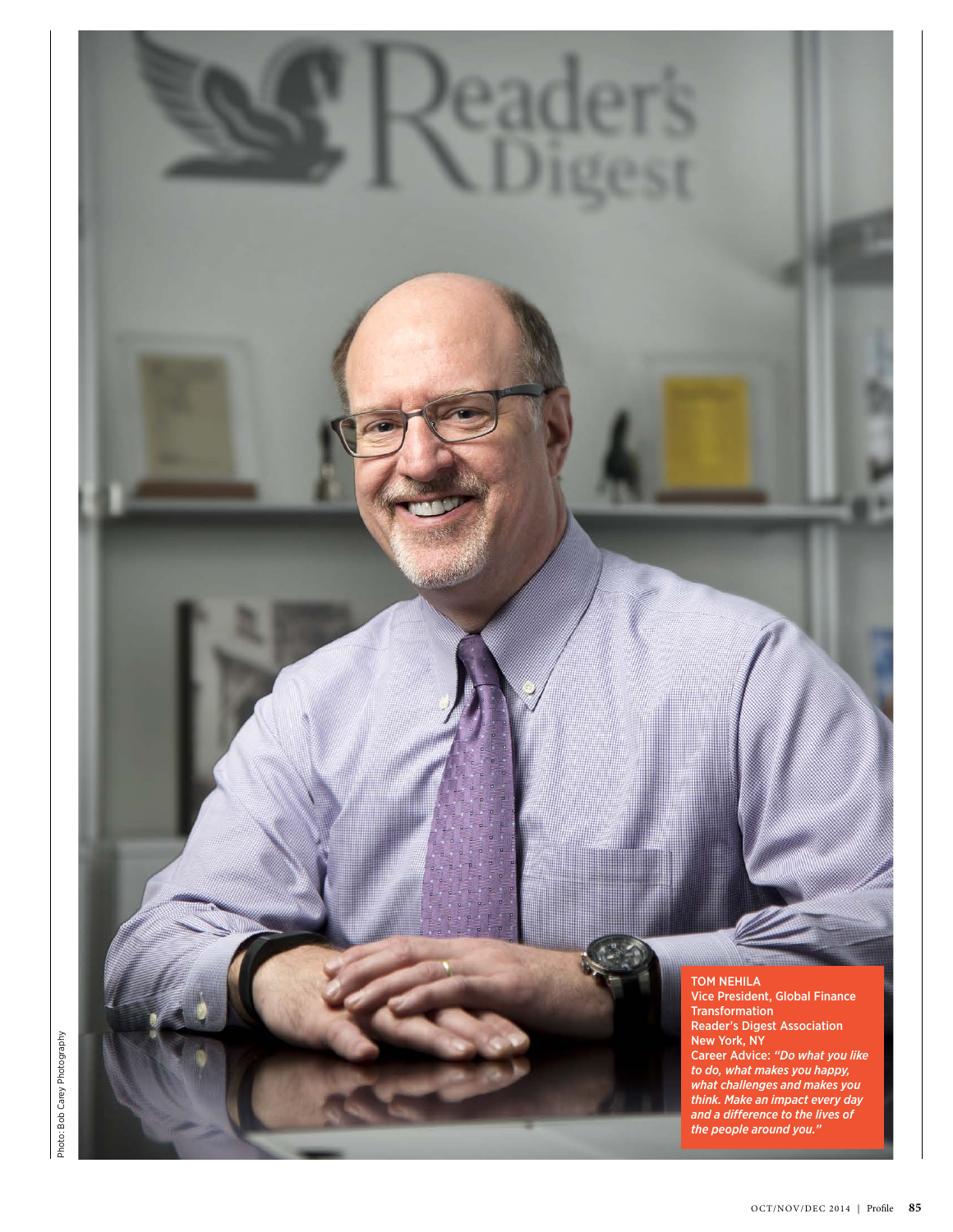**TOM NEHILA**
Vice President, Global Finance Transformation
Reader's Digest Association
New York, NY
Career Advice: *"Do what you like to do, what makes you happy, what challenges and makes you think. Make an impact every day and a difference to the lives of the people around you."*

Photo: Bob Carey Photography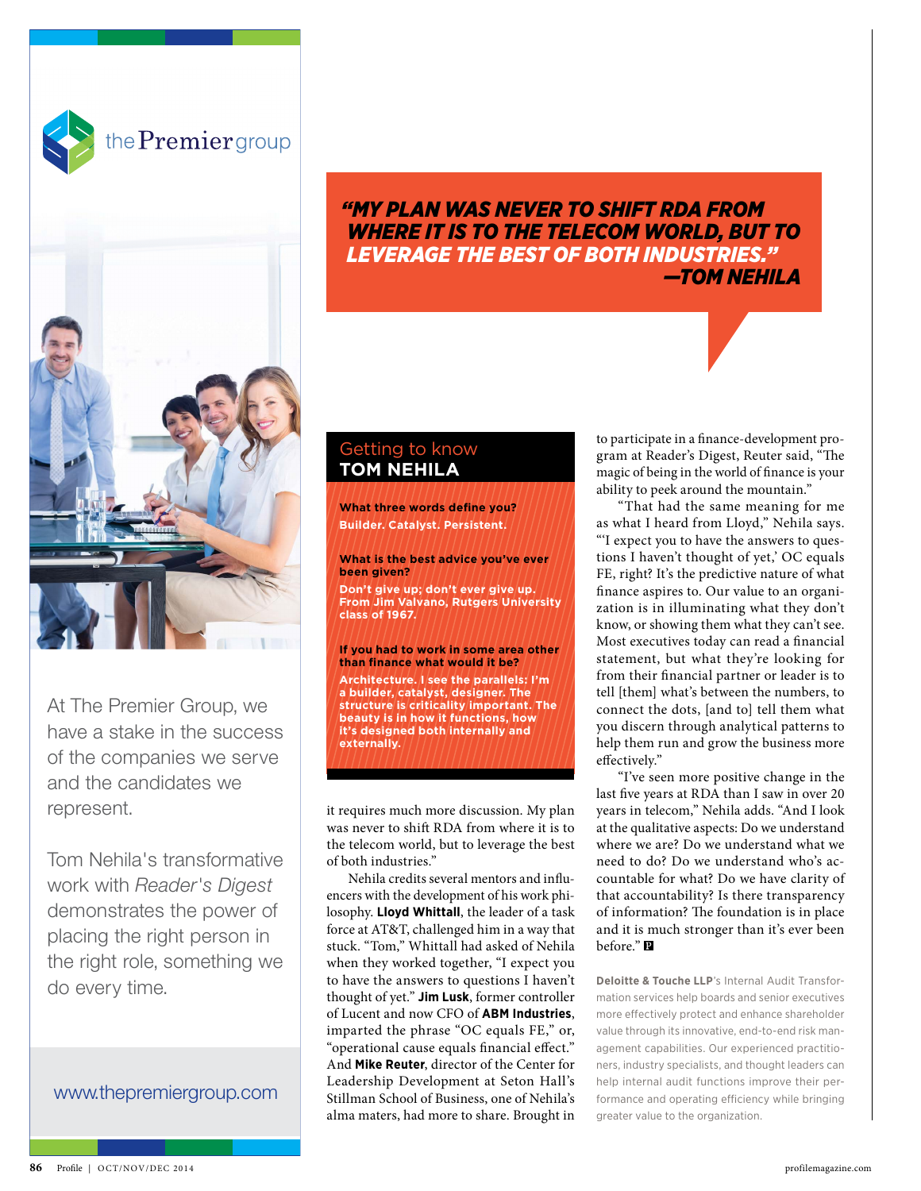the Premier group

At The Premier Group, we have a stake in the success of the companies we serve and the candidates we represent.

Tom Nehila's transformative work with *Reader's Digest* demonstrates the power of placing the right person in the right role, something we do every time.

www.thepremiergroup.com

**"MY PLAN WAS NEVER TO SHIFT RDA FROM WHERE IT IS TO THE TELECOM WORLD, BUT TO LEVERAGE THE BEST OF BOTH INDUSTRIES." —TOM NEHILA**

## Getting to know TOM NEHILA

**What three words define you?**
Builder. Catalyst. Persistent.

**What is the best advice you've ever been given?**
Don't give up; don't ever give up. From Jim Valvano, Rutgers University class of 1967.

**If you had to work in some area other than finance what would it be?**
Architecture. I see the parallels: I'm a builder, catalyst, designer. The structure is criticality important. The beauty is in how it functions, how it's designed both internally and externally.

it requires much more discussion. My plan was never to shift RDA from where it is to the telecom world, but to leverage the best of both industries."

Nehila credits several mentors and influencers with the development of his work philosophy. **Lloyd Whittall**, the leader of a task force at AT&T, challenged him in a way that stuck. "Tom," Whittall had asked of Nehila when they worked together, "I expect you to have the answers to questions I haven't thought of yet." **Jim Lusk**, former controller of Lucent and now CFO of **ABM Industries**, imparted the phrase "OC equals FE," or, "operational cause equals financial effect." And **Mike Reuter**, director of the Center for Leadership Development at Seton Hall's Stillman School of Business, one of Nehila's alma maters, had more to share. Brought in to participate in a finance-development program at Reader's Digest, Reuter said, "The magic of being in the world of finance is your ability to peek around the mountain."

"That had the same meaning for me as what I heard from Lloyd," Nehila says. "'I expect you to have the answers to questions I haven't thought of yet,' OC equals FE, right? It's the predictive nature of what finance aspires to. Our value to an organization is in illuminating what they don't know, or showing them what they can't see. Most executives today can read a financial statement, but what they're looking for from their financial partner or leader is to tell [them] what's between the numbers, to connect the dots, [and to] tell them what you discern through analytical patterns to help them run and grow the business more effectively."

"I've seen more positive change in the last five years at RDA than I saw in over 20 years in telecom," Nehila adds. "And I look at the qualitative aspects: Do we understand where we are? Do we understand what we need to do? Do we understand who's accountable for what? Do we have clarity of that accountability? Is there transparency of information? The foundation is in place and it is much stronger than it's ever been before."

**Deloitte & Touche LLP**'s Internal Audit Transformation services help boards and senior executives more effectively protect and enhance shareholder value through its innovative, end-to-end risk management capabilities. Our experienced practitioners, industry specialists, and thought leaders can help internal audit functions improve their performance and operating efficiency while bringing greater value to the organization.